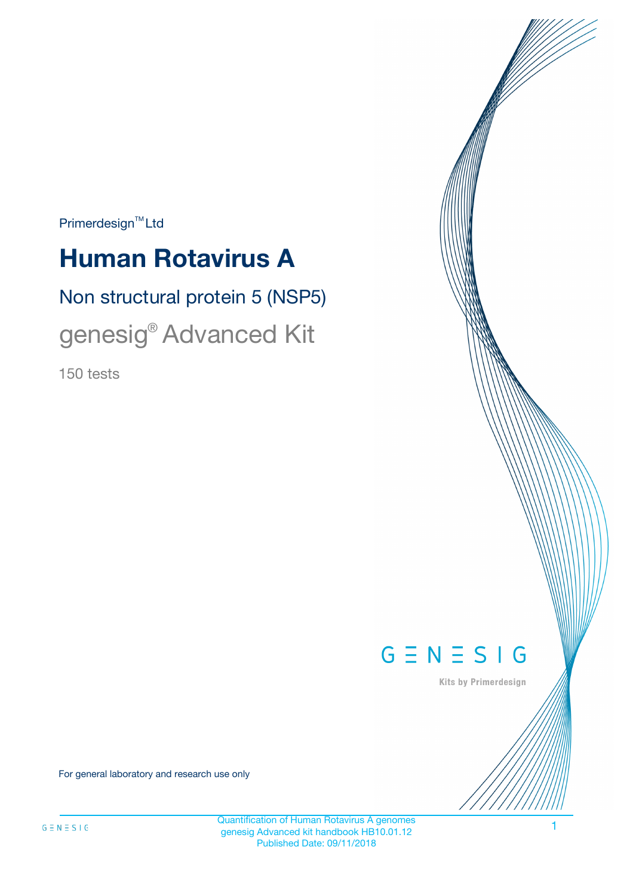Primerdesign™ Ltd

# Human Rotavirus A

## Non structural protein 5 (NSP5)

## genesig® Advanced Kit

150 tests

GENESIG

Kits by Primerdesign

For general laboratory and research use only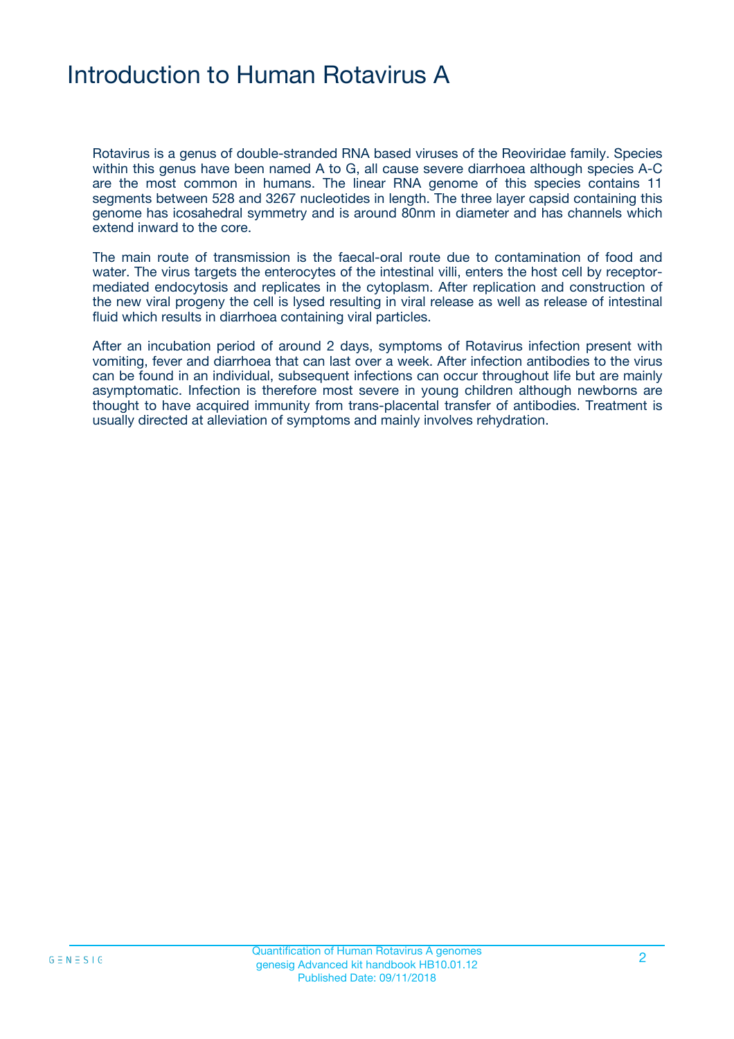# Introduction to Human Rotavirus A

Rotavirus is a genus of double-stranded RNA based viruses of the Reoviridae family. Species within this genus have been named A to G, all cause severe diarrhoea although species A-C are the most common in humans. The linear RNA genome of this species contains 11 segments between 528 and 3267 nucleotides in length. The three layer capsid containing this genome has icosahedral symmetry and is around 80nm in diameter and has channels which extend inward to the core.

The main route of transmission is the faecal-oral route due to contamination of food and water. The virus targets the enterocytes of the intestinal villi, enters the host cell by receptor-mediated endocytosis and replicates in the cytoplasm. After replication and construction of the new viral progeny the cell is lysed resulting in viral release as well as release of intestinal fluid which results in diarrhoea containing viral particles.

After an incubation period of around 2 days, symptoms of Rotavirus infection present with vomiting, fever and diarrhoea that can last over a week. After infection antibodies to the virus can be found in an individual, subsequent infections can occur throughout life but are mainly asymptomatic. Infection is therefore most severe in young children although newborns are thought to have acquired immunity from trans-placental transfer of antibodies. Treatment is usually directed at alleviation of symptoms and mainly involves rehydration.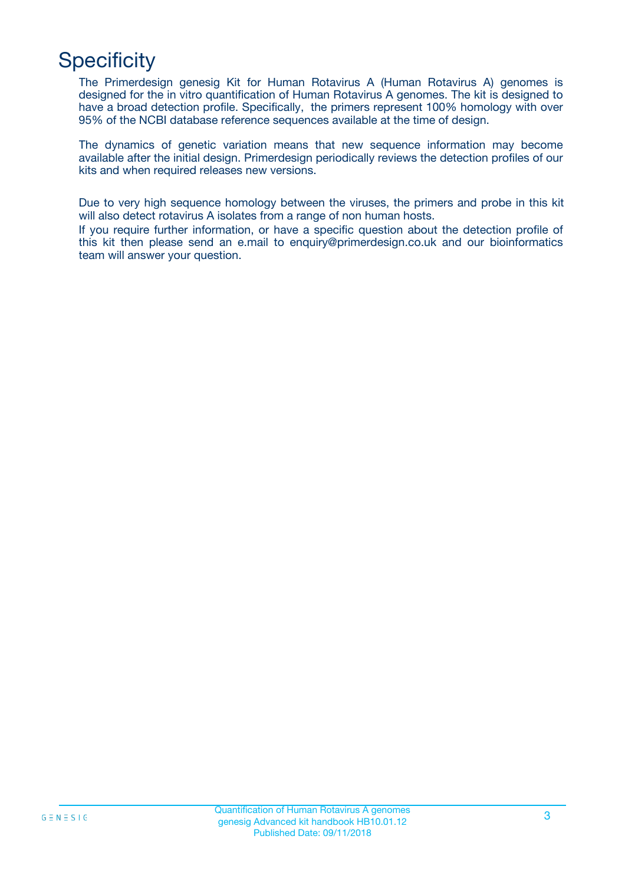# Specificity

The Primerdesign genesig Kit for Human Rotavirus A (Human Rotavirus A) genomes is designed for the in vitro quantification of Human Rotavirus A genomes. The kit is designed to have a broad detection profile. Specifically, the primers represent 100% homology with over 95% of the NCBI database reference sequences available at the time of design.

The dynamics of genetic variation means that new sequence information may become available after the initial design. Primerdesign periodically reviews the detection profiles of our kits and when required releases new versions.

Due to very high sequence homology between the viruses, the primers and probe in this kit will also detect rotavirus A isolates from a range of non human hosts.
If you require further information, or have a specific question about the detection profile of this kit then please send an e.mail to enquiry@primerdesign.co.uk and our bioinformatics team will answer your question.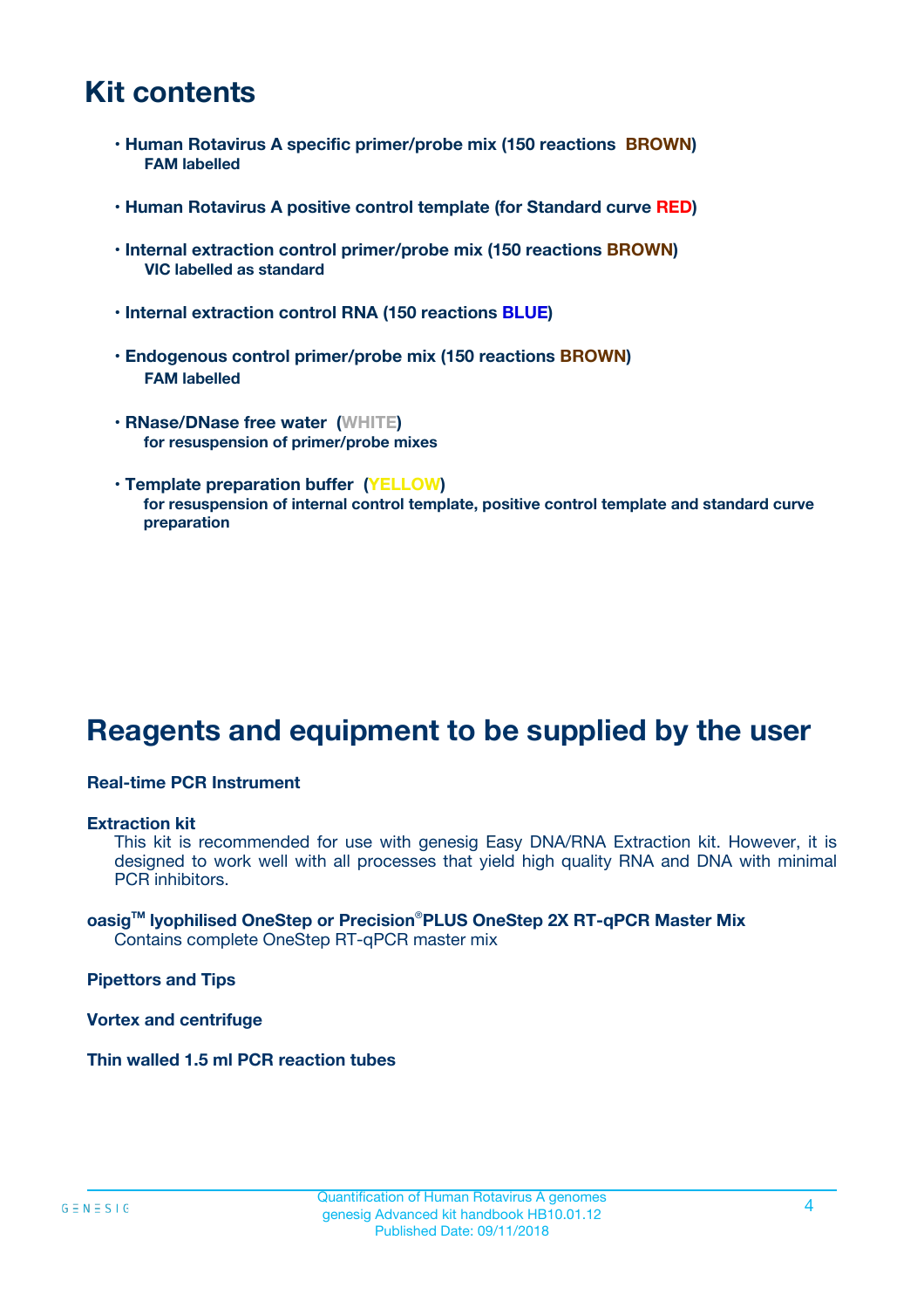# Kit contents

- **Human Rotavirus A specific primer/probe mix (150 reactions BROWN)**
  **FAM labelled**
- **Human Rotavirus A positive control template (for Standard curve RED)**
- **Internal extraction control primer/probe mix (150 reactions BROWN)**
  **VIC labelled as standard**
- **Internal extraction control RNA (150 reactions BLUE)**
- **Endogenous control primer/probe mix (150 reactions BROWN)**
  **FAM labelled**
- **RNase/DNase free water (WHITE)**
  **for resuspension of primer/probe mixes**
- **Template preparation buffer (YELLOW)**
  **for resuspension of internal control template, positive control template and standard curve preparation**

# Reagents and equipment to be supplied by the user

**Real-time PCR Instrument**

**Extraction kit**
This kit is recommended for use with genesig Easy DNA/RNA Extraction kit. However, it is designed to work well with all processes that yield high quality RNA and DNA with minimal PCR inhibitors.

**oasig™ lyophilised OneStep or Precision®PLUS OneStep 2X RT-qPCR Master Mix**
Contains complete OneStep RT-qPCR master mix

**Pipettors and Tips**

**Vortex and centrifuge**

**Thin walled 1.5 ml PCR reaction tubes**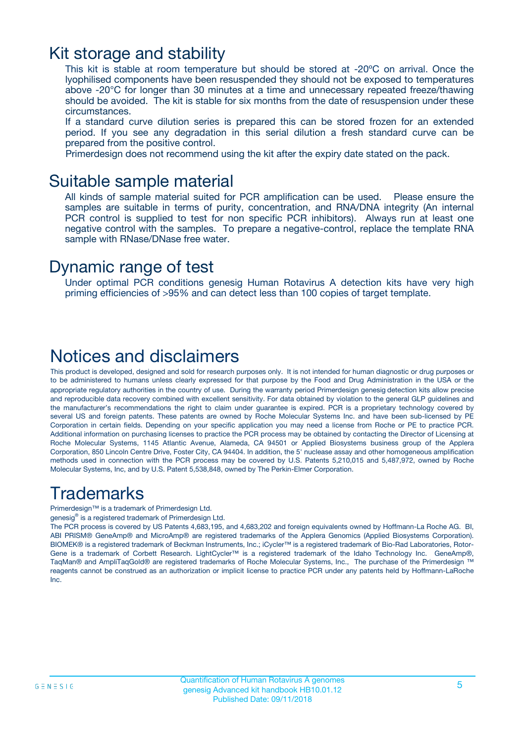# Kit storage and stability

This kit is stable at room temperature but should be stored at -20ºC on arrival. Once the lyophilised components have been resuspended they should not be exposed to temperatures above -20°C for longer than 30 minutes at a time and unnecessary repeated freeze/thawing should be avoided. The kit is stable for six months from the date of resuspension under these circumstances.

If a standard curve dilution series is prepared this can be stored frozen for an extended period. If you see any degradation in this serial dilution a fresh standard curve can be prepared from the positive control.

Primerdesign does not recommend using the kit after the expiry date stated on the pack.

# Suitable sample material

All kinds of sample material suited for PCR amplification can be used. Please ensure the samples are suitable in terms of purity, concentration, and RNA/DNA integrity (An internal PCR control is supplied to test for non specific PCR inhibitors). Always run at least one negative control with the samples. To prepare a negative-control, replace the template RNA sample with RNase/DNase free water.

# Dynamic range of test

Under optimal PCR conditions genesig Human Rotavirus A detection kits have very high priming efficiencies of >95% and can detect less than 100 copies of target template.

# Notices and disclaimers

This product is developed, designed and sold for research purposes only. It is not intended for human diagnostic or drug purposes or to be administered to humans unless clearly expressed for that purpose by the Food and Drug Administration in the USA or the appropriate regulatory authorities in the country of use. During the warranty period Primerdesign genesig detection kits allow precise and reproducible data recovery combined with excellent sensitivity. For data obtained by violation to the general GLP guidelines and the manufacturer's recommendations the right to claim under guarantee is expired. PCR is a proprietary technology covered by several US and foreign patents. These patents are owned by Roche Molecular Systems Inc. and have been sub-licensed by PE Corporation in certain fields. Depending on your specific application you may need a license from Roche or PE to practice PCR. Additional information on purchasing licenses to practice the PCR process may be obtained by contacting the Director of Licensing at Roche Molecular Systems, 1145 Atlantic Avenue, Alameda, CA 94501 or Applied Biosystems business group of the Applera Corporation, 850 Lincoln Centre Drive, Foster City, CA 94404. In addition, the 5' nuclease assay and other homogeneous amplification methods used in connection with the PCR process may be covered by U.S. Patents 5,210,015 and 5,487,972, owned by Roche Molecular Systems, Inc, and by U.S. Patent 5,538,848, owned by The Perkin-Elmer Corporation.

# Trademarks

Primerdesign™ is a trademark of Primerdesign Ltd.

genesig® is a registered trademark of Primerdesign Ltd.

The PCR process is covered by US Patents 4,683,195, and 4,683,202 and foreign equivalents owned by Hoffmann-La Roche AG. BI, ABI PRISM® GeneAmp® and MicroAmp® are registered trademarks of the Applera Genomics (Applied Biosystems Corporation). BIOMEK® is a registered trademark of Beckman Instruments, Inc.; iCycler™ is a registered trademark of Bio-Rad Laboratories, Rotor-Gene is a trademark of Corbett Research. LightCycler™ is a registered trademark of the Idaho Technology Inc. GeneAmp®, TaqMan® and AmpliTaqGold® are registered trademarks of Roche Molecular Systems, Inc., The purchase of the Primerdesign ™ reagents cannot be construed as an authorization or implicit license to practice PCR under any patents held by Hoffmann-LaRoche Inc.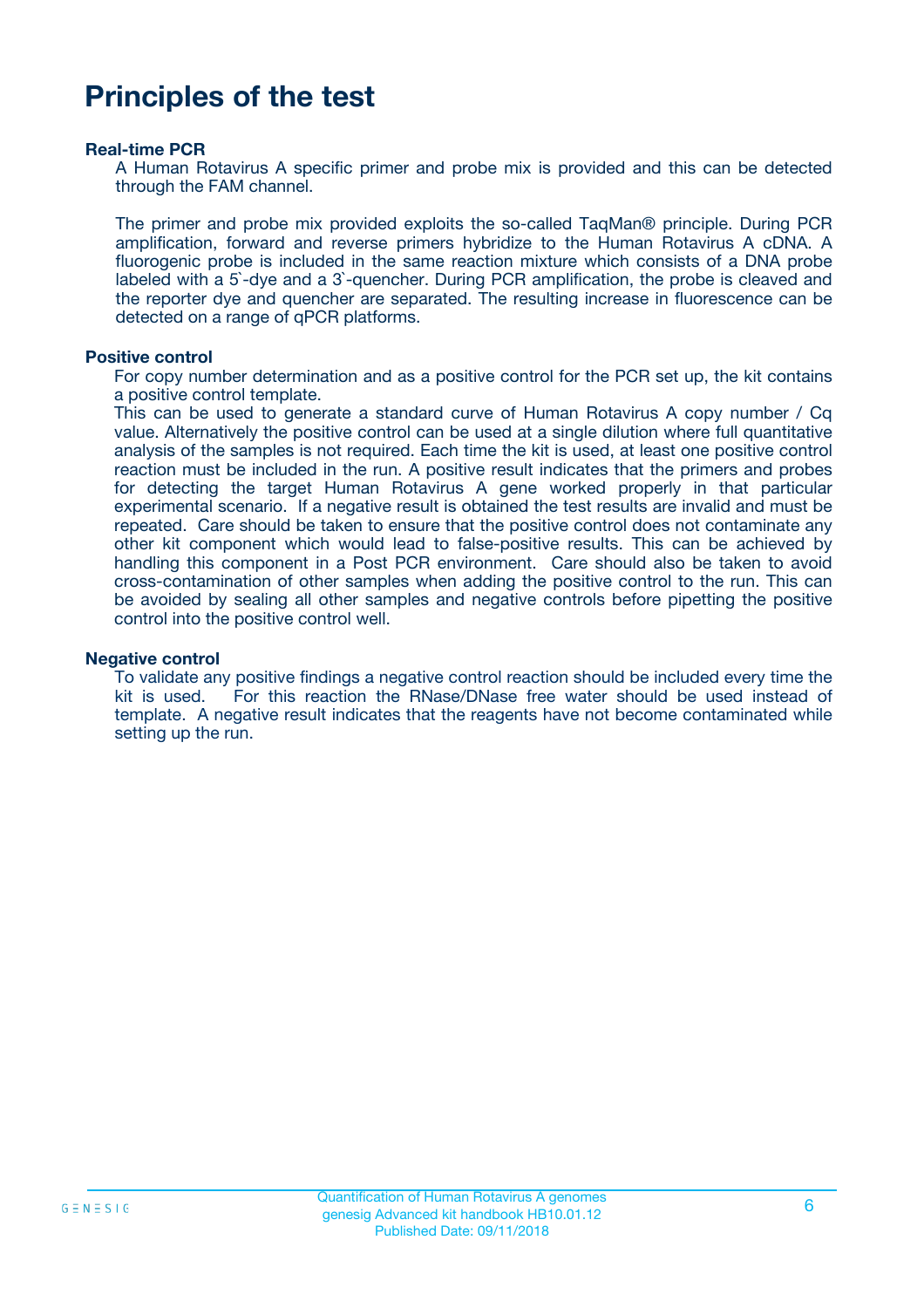# Principles of the test

### Real-time PCR

A Human Rotavirus A specific primer and probe mix is provided and this can be detected through the FAM channel.

The primer and probe mix provided exploits the so-called TaqMan® principle. During PCR amplification, forward and reverse primers hybridize to the Human Rotavirus A cDNA. A fluorogenic probe is included in the same reaction mixture which consists of a DNA probe labeled with a 5`-dye and a 3`-quencher. During PCR amplification, the probe is cleaved and the reporter dye and quencher are separated. The resulting increase in fluorescence can be detected on a range of qPCR platforms.

### Positive control

For copy number determination and as a positive control for the PCR set up, the kit contains a positive control template.
This can be used to generate a standard curve of Human Rotavirus A copy number / Cq value. Alternatively the positive control can be used at a single dilution where full quantitative analysis of the samples is not required. Each time the kit is used, at least one positive control reaction must be included in the run. A positive result indicates that the primers and probes for detecting the target Human Rotavirus A gene worked properly in that particular experimental scenario. If a negative result is obtained the test results are invalid and must be repeated. Care should be taken to ensure that the positive control does not contaminate any other kit component which would lead to false-positive results. This can be achieved by handling this component in a Post PCR environment. Care should also be taken to avoid cross-contamination of other samples when adding the positive control to the run. This can be avoided by sealing all other samples and negative controls before pipetting the positive control into the positive control well.

### Negative control

To validate any positive findings a negative control reaction should be included every time the kit is used. For this reaction the RNase/DNase free water should be used instead of template. A negative result indicates that the reagents have not become contaminated while setting up the run.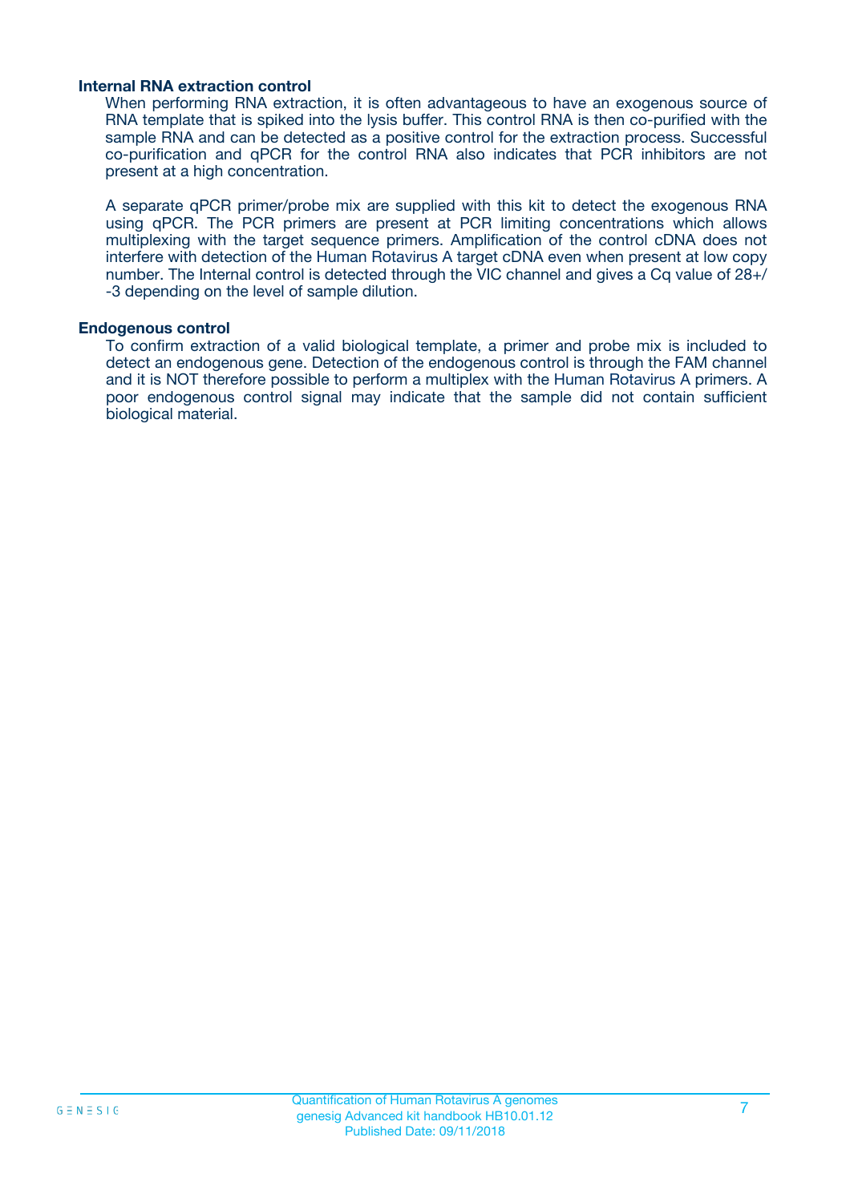### Internal RNA extraction control

When performing RNA extraction, it is often advantageous to have an exogenous source of RNA template that is spiked into the lysis buffer. This control RNA is then co-purified with the sample RNA and can be detected as a positive control for the extraction process. Successful co-purification and qPCR for the control RNA also indicates that PCR inhibitors are not present at a high concentration.

A separate qPCR primer/probe mix are supplied with this kit to detect the exogenous RNA using qPCR. The PCR primers are present at PCR limiting concentrations which allows multiplexing with the target sequence primers. Amplification of the control cDNA does not interfere with detection of the Human Rotavirus A target cDNA even when present at low copy number. The Internal control is detected through the VIC channel and gives a Cq value of 28+/-3 depending on the level of sample dilution.

### Endogenous control

To confirm extraction of a valid biological template, a primer and probe mix is included to detect an endogenous gene. Detection of the endogenous control is through the FAM channel and it is NOT therefore possible to perform a multiplex with the Human Rotavirus A primers. A poor endogenous control signal may indicate that the sample did not contain sufficient biological material.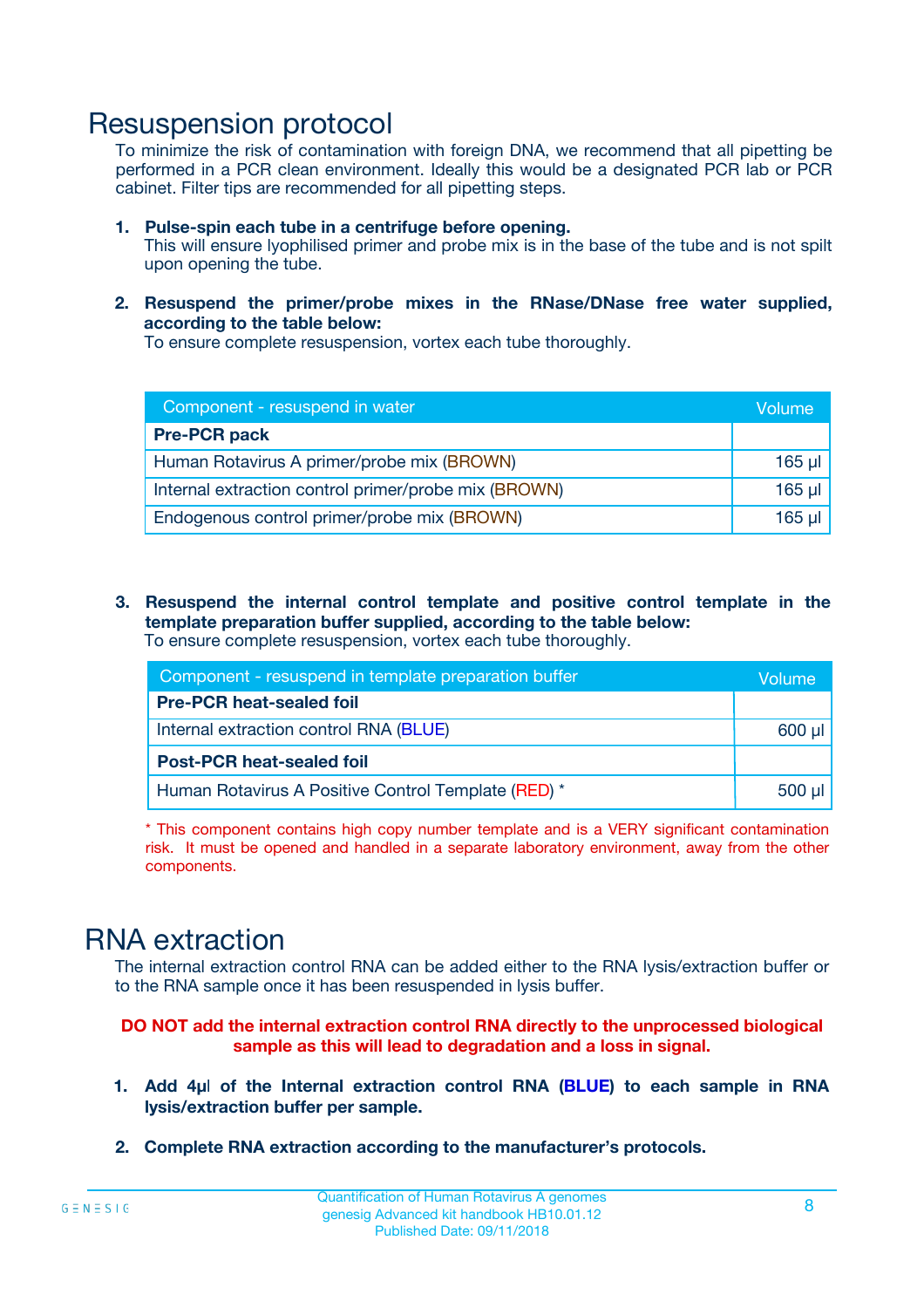# Resuspension protocol

To minimize the risk of contamination with foreign DNA, we recommend that all pipetting be performed in a PCR clean environment. Ideally this would be a designated PCR lab or PCR cabinet. Filter tips are recommended for all pipetting steps.

1. **Pulse-spin each tube in a centrifuge before opening.**
   This will ensure lyophilised primer and probe mix is in the base of the tube and is not spilt upon opening the tube.

2. **Resuspend the primer/probe mixes in the RNase/DNase free water supplied, according to the table below:**
   To ensure complete resuspension, vortex each tube thoroughly.

| Component - resuspend in water | Volume |
|---|---|
| **Pre-PCR pack** | |
| Human Rotavirus A primer/probe mix (BROWN) | 165 µl |
| Internal extraction control primer/probe mix (BROWN) | 165 µl |
| Endogenous control primer/probe mix (BROWN) | 165 µl |

3. **Resuspend the internal control template and positive control template in the template preparation buffer supplied, according to the table below:**
   To ensure complete resuspension, vortex each tube thoroughly.

| Component - resuspend in template preparation buffer | Volume |
|---|---|
| **Pre-PCR heat-sealed foil** | |
| Internal extraction control RNA (BLUE) | 600 µl |
| **Post-PCR heat-sealed foil** | |
| Human Rotavirus A Positive Control Template (RED) * | 500 µl |

* This component contains high copy number template and is a VERY significant contamination risk. It must be opened and handled in a separate laboratory environment, away from the other components.

# RNA extraction

The internal extraction control RNA can be added either to the RNA lysis/extraction buffer or to the RNA sample once it has been resuspended in lysis buffer.

**DO NOT add the internal extraction control RNA directly to the unprocessed biological sample as this will lead to degradation and a loss in signal.**

1. **Add 4µl of the Internal extraction control RNA (BLUE) to each sample in RNA lysis/extraction buffer per sample.**

2. **Complete RNA extraction according to the manufacturer's protocols.**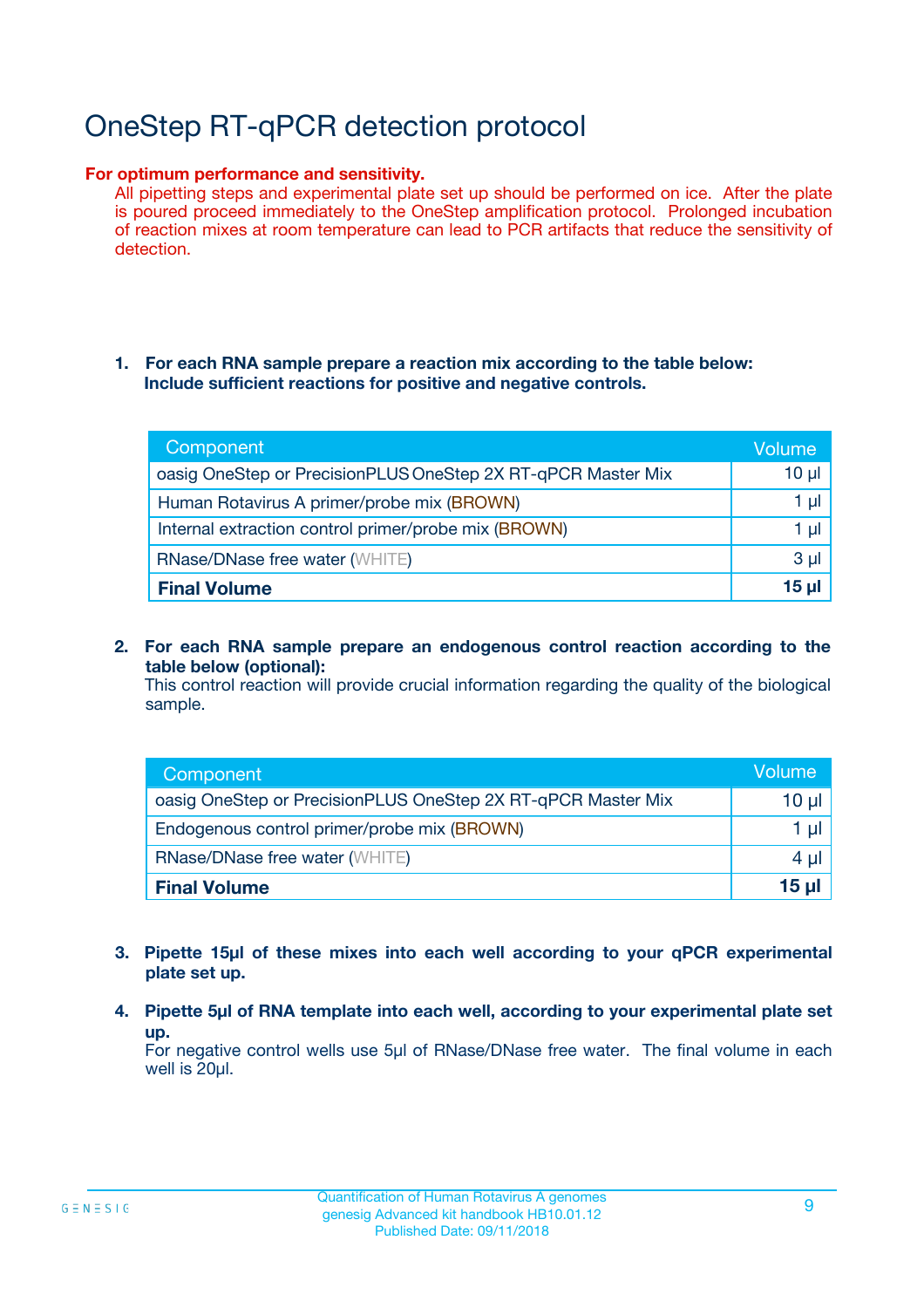# OneStep RT-qPCR detection protocol

**For optimum performance and sensitivity.**
All pipetting steps and experimental plate set up should be performed on ice. After the plate is poured proceed immediately to the OneStep amplification protocol. Prolonged incubation of reaction mixes at room temperature can lead to PCR artifacts that reduce the sensitivity of detection.

1. **For each RNA sample prepare a reaction mix according to the table below: Include sufficient reactions for positive and negative controls.**

| Component | Volume |
|---|---|
| oasig OneStep or PrecisionPLUS OneStep 2X RT-qPCR Master Mix | 10 µl |
| Human Rotavirus A primer/probe mix (BROWN) | 1 µl |
| Internal extraction control primer/probe mix (BROWN) | 1 µl |
| RNase/DNase free water (WHITE) | 3 µl |
| **Final Volume** | **15 µl** |

2. **For each RNA sample prepare an endogenous control reaction according to the table below (optional):**
   This control reaction will provide crucial information regarding the quality of the biological sample.

| Component | Volume |
|---|---|
| oasig OneStep or PrecisionPLUS OneStep 2X RT-qPCR Master Mix | 10 µl |
| Endogenous control primer/probe mix (BROWN) | 1 µl |
| RNase/DNase free water (WHITE) | 4 µl |
| **Final Volume** | **15 µl** |

3. **Pipette 15µl of these mixes into each well according to your qPCR experimental plate set up.**

4. **Pipette 5µl of RNA template into each well, according to your experimental plate set up.**
   For negative control wells use 5µl of RNase/DNase free water. The final volume in each well is 20µl.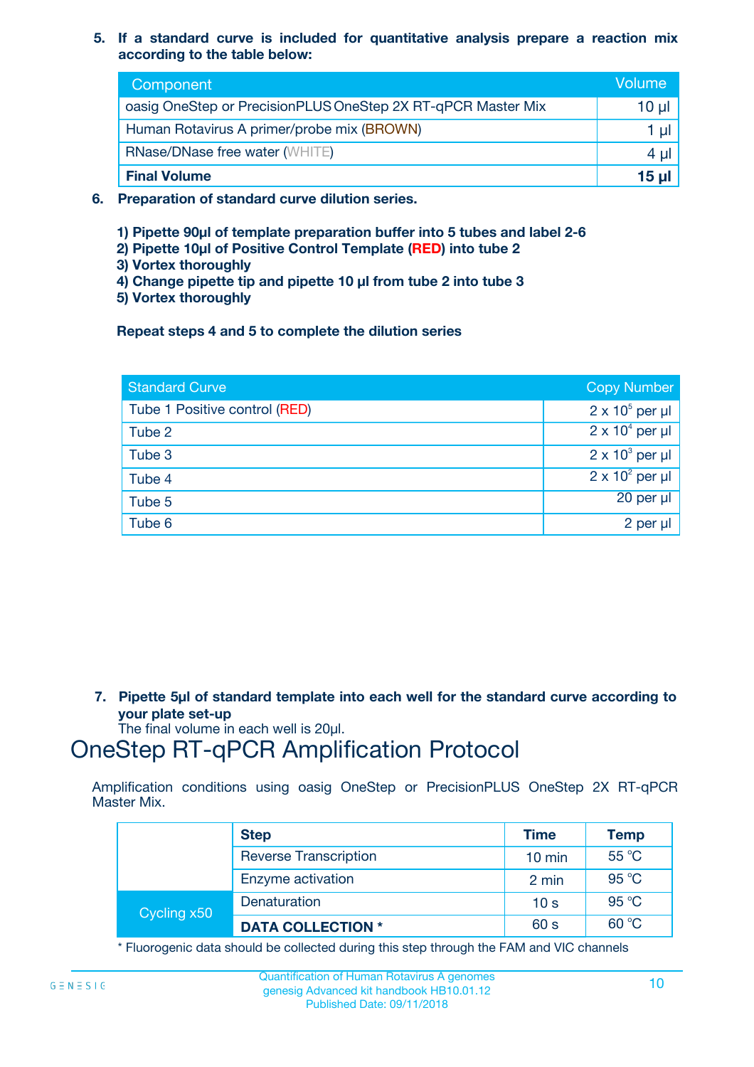5. **If a standard curve is included for quantitative analysis prepare a reaction mix according to the table below:**

| Component | Volume |
|---|---|
| oasig OneStep or PrecisionPLUS OneStep 2X RT-qPCR Master Mix | 10 µl |
| Human Rotavirus A primer/probe mix (BROWN) | 1 µl |
| RNase/DNase free water (WHITE) | 4 µl |
| **Final Volume** | **15 µl** |

6. **Preparation of standard curve dilution series.**

   **1) Pipette 90µl of template preparation buffer into 5 tubes and label 2-6**
   **2) Pipette 10µl of Positive Control Template (RED) into tube 2**
   **3) Vortex thoroughly**
   **4) Change pipette tip and pipette 10 µl from tube 2 into tube 3**
   **5) Vortex thoroughly**

   **Repeat steps 4 and 5 to complete the dilution series**

| Standard Curve | Copy Number |
|---|---|
| Tube 1 Positive control (RED) | $2 \times 10^5$ per µl |
| Tube 2 | $2 \times 10^4$ per µl |
| Tube 3 | $2 \times 10^3$ per µl |
| Tube 4 | $2 \times 10^2$ per µl |
| Tube 5 | 20 per µl |
| Tube 6 | 2 per µl |

7. **Pipette 5µl of standard template into each well for the standard curve according to your plate set-up**
   The final volume in each well is 20µl.

# OneStep RT-qPCR Amplification Protocol

Amplification conditions using oasig OneStep or PrecisionPLUS OneStep 2X RT-qPCR Master Mix.

| | Step | Time | Temp |
|---|---|---|---|
| | Reverse Transcription | 10 min | 55 °C |
| | Enzyme activation | 2 min | 95 °C |
| Cycling x50 | Denaturation | 10 s | 95 °C |
| | **DATA COLLECTION *** | 60 s | 60 °C |

* Fluorogenic data should be collected during this step through the FAM and VIC channels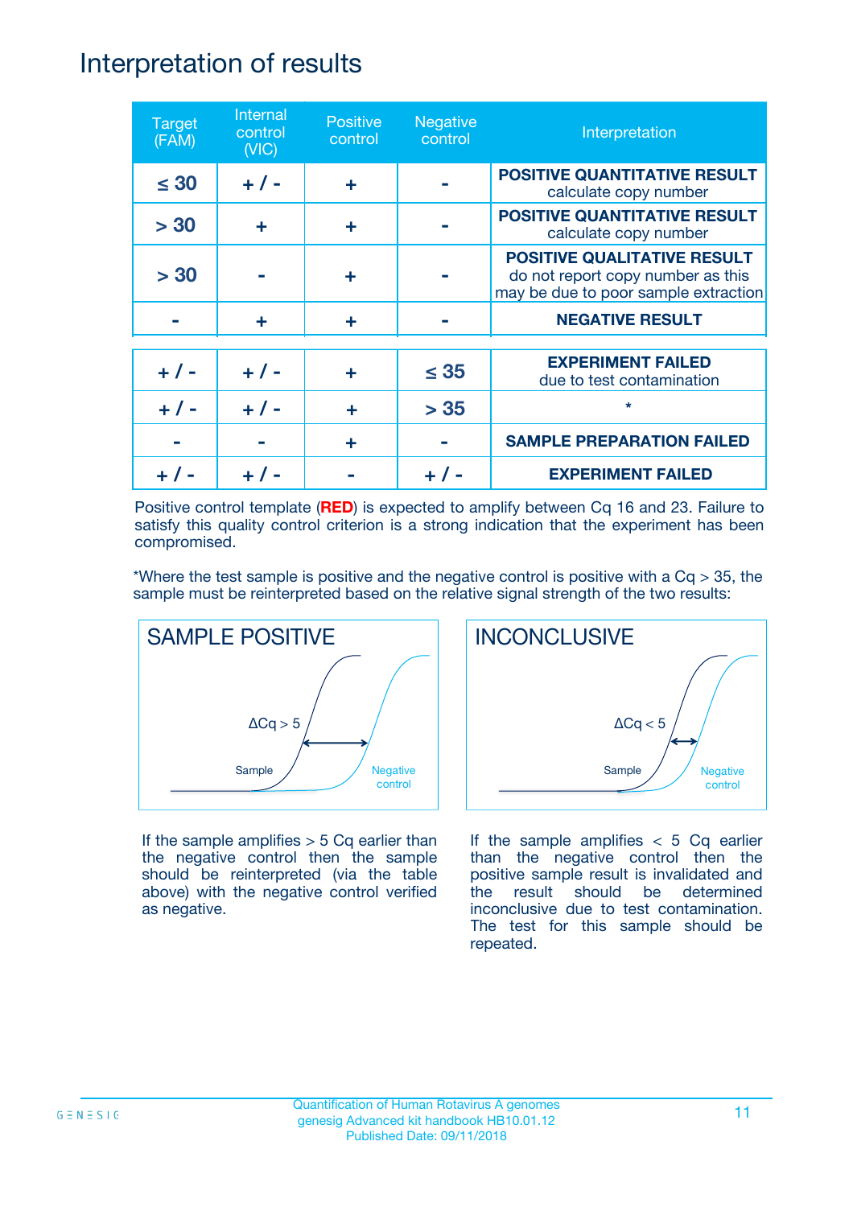# Interpretation of results

| Target (FAM) | Internal control (VIC) | Positive control | Negative control | Interpretation |
|---|---|---|---|---|
| ≤ 30 | + / - | + | - | **POSITIVE QUANTITATIVE RESULT** calculate copy number |
| > 30 | + | + | - | **POSITIVE QUANTITATIVE RESULT** calculate copy number |
| > 30 | - | + | - | **POSITIVE QUALITATIVE RESULT** do not report copy number as this may be due to poor sample extraction |
| - | + | + | - | **NEGATIVE RESULT** |
| + / - | + / - | + | ≤ 35 | **EXPERIMENT FAILED** due to test contamination |
| + / - | + / - | + | > 35 | * |
| - | - | + | - | **SAMPLE PREPARATION FAILED** |
| + / - | + / - | - | + / - | **EXPERIMENT FAILED** |

Positive control template (**RED**) is expected to amplify between Cq 16 and 23. Failure to satisfy this quality control criterion is a strong indication that the experiment has been compromised.

*Where the test sample is positive and the negative control is positive with a Cq > 35, the sample must be reinterpreted based on the relative signal strength of the two results:

**SAMPLE POSITIVE**

ΔCq > 5

Sample

Negative control

If the sample amplifies > 5 Cq earlier than the negative control then the sample should be reinterpreted (via the table above) with the negative control verified as negative.

**INCONCLUSIVE**

ΔCq < 5

Sample

Negative control

If the sample amplifies < 5 Cq earlier than the negative control then the positive sample result is invalidated and the result should be determined inconclusive due to test contamination. The test for this sample should be repeated.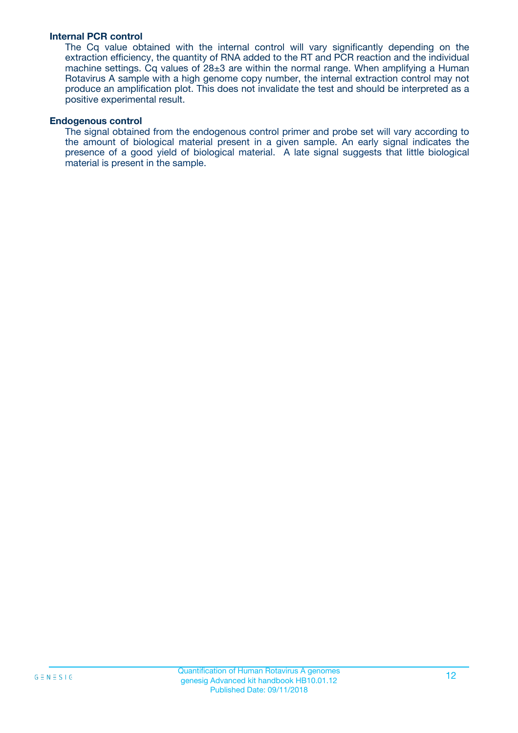### Internal PCR control

The Cq value obtained with the internal control will vary significantly depending on the extraction efficiency, the quantity of RNA added to the RT and PCR reaction and the individual machine settings. Cq values of 28±3 are within the normal range. When amplifying a Human Rotavirus A sample with a high genome copy number, the internal extraction control may not produce an amplification plot. This does not invalidate the test and should be interpreted as a positive experimental result.

### Endogenous control

The signal obtained from the endogenous control primer and probe set will vary according to the amount of biological material present in a given sample. An early signal indicates the presence of a good yield of biological material. A late signal suggests that little biological material is present in the sample.